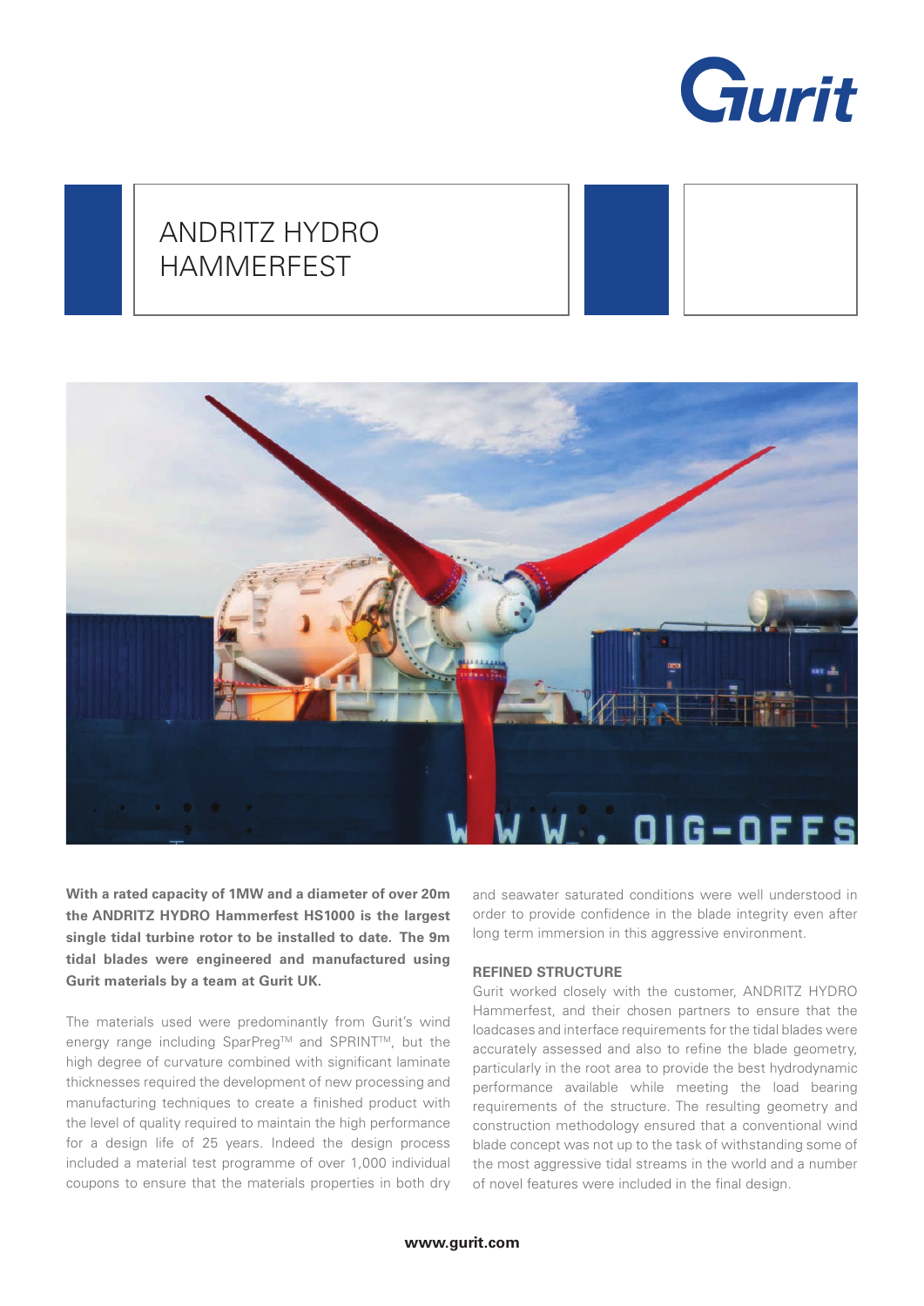# ANDRITZ HYDRO HAMMERFEST

**With a rated capacity of 1MW and a diameter of over 20m the ANDRITZ HYDRO Hammerfest HS1000 is the largest single tidal turbine rotor to be installed to date. The 9m tidal blades were engineered and manufactured using Gurit materials by a team at Gurit UK.**

The materials used were predominantly from Gurit's wind energy range including SparPreg™ and SPRINT™, but the high degree of curvature combined with significant laminate thicknesses required the development of new processing and manufacturing techniques to create a finished product with the level of quality required to maintain the high performance for a design life of 25 years. Indeed the design process included a material test programme of over 1,000 individual coupons to ensure that the materials properties in both dry and seawater saturated conditions were well understood in order to provide confidence in the blade integrity even after long term immersion in this aggressive environment.

## REFINED STRUCTURE

Gurit worked closely with the customer, ANDRITZ HYDRO Hammerfest, and their chosen partners to ensure that the loadcases and interface requirements for the tidal blades were accurately assessed and also to refine the blade geometry, particularly in the root area to provide the best hydrodynamic performance available while meeting the load bearing requirements of the structure. The resulting geometry and construction methodology ensured that a conventional wind blade concept was not up to the task of withstanding some of the most aggressive tidal streams in the world and a number of novel features were included in the final design.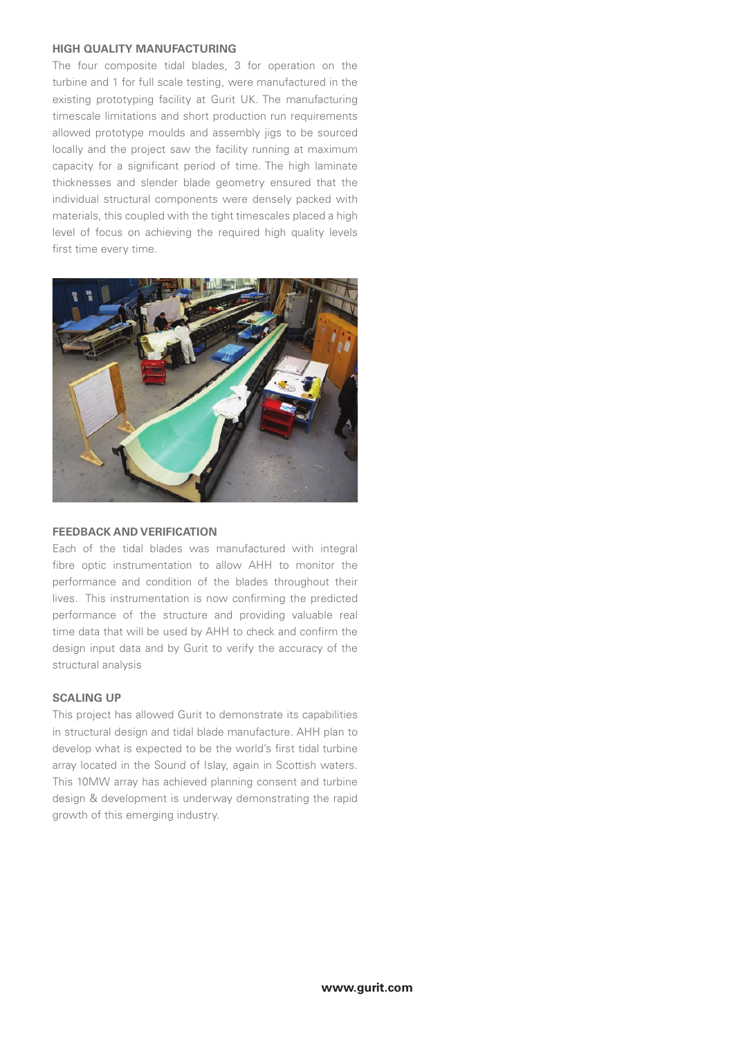## HIGH QUALITY MANUFACTURING

The four composite tidal blades, 3 for operation on the turbine and 1 for full scale testing, were manufactured in the existing prototyping facility at Gurit UK. The manufacturing timescale limitations and short production run requirements allowed prototype moulds and assembly jigs to be sourced locally and the project saw the facility running at maximum capacity for a significant period of time. The high laminate thicknesses and slender blade geometry ensured that the individual structural components were densely packed with materials, this coupled with the tight timescales placed a high level of focus on achieving the required high quality levels first time every time.

## FEEDBACK AND VERIFICATION

Each of the tidal blades was manufactured with integral fibre optic instrumentation to allow AHH to monitor the performance and condition of the blades throughout their lives. This instrumentation is now confirming the predicted performance of the structure and providing valuable real time data that will be used by AHH to check and confirm the design input data and by Gurit to verify the accuracy of the structural analysis

## SCALING UP

This project has allowed Gurit to demonstrate its capabilities in structural design and tidal blade manufacture. AHH plan to develop what is expected to be the world's first tidal turbine array located in the Sound of Islay, again in Scottish waters. This 10MW array has achieved planning consent and turbine design & development is underway demonstrating the rapid growth of this emerging industry.

**www.gurit.com**